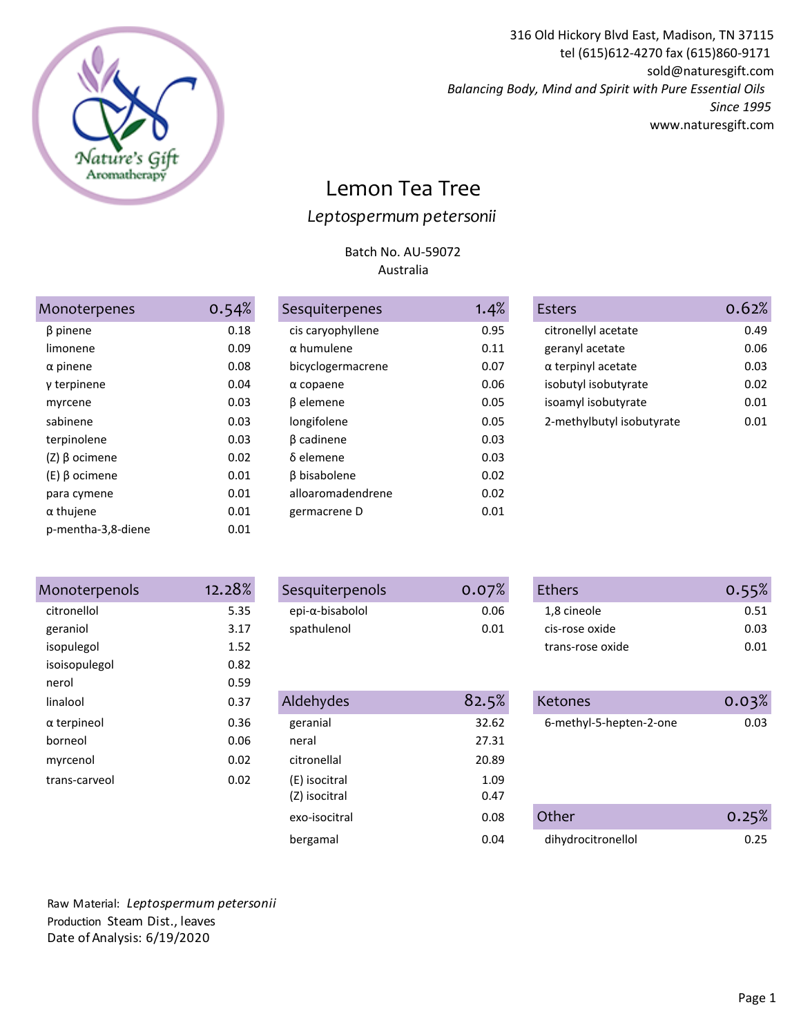316 Old Hickory Blvd East, Madison, TN 37115
tel (615)612-4270 fax (615)860-9171
sold@naturesgift.com
*Balancing Body, Mind and Spirit with Pure Essential Oils*
*Since 1995*
www.naturesgift.com

# Lemon Tea Tree

*Leptospermum petersonii*

Batch No. AU-59072
Australia

| Monoterpenes | 0.54% |
|---|---|
| β pinene | 0.18 |
| limonene | 0.09 |
| α pinene | 0.08 |
| γ terpinene | 0.04 |
| myrcene | 0.03 |
| sabinene | 0.03 |
| terpinolene | 0.03 |
| (Z) β ocimene | 0.02 |
| (E) β ocimene | 0.01 |
| para cymene | 0.01 |
| α thujene | 0.01 |
| p-mentha-3,8-diene | 0.01 |

| Sesquiterpenes | 1.4% |
|---|---|
| cis caryophyllene | 0.95 |
| α humulene | 0.11 |
| bicyclogermacrene | 0.07 |
| α copaene | 0.06 |
| β elemene | 0.05 |
| longifolene | 0.05 |
| β cadinene | 0.03 |
| δ elemene | 0.03 |
| β bisabolene | 0.02 |
| alloaromadendrene | 0.02 |
| germacrene D | 0.01 |

| Esters | 0.62% |
|---|---|
| citronellyl acetate | 0.49 |
| geranyl acetate | 0.06 |
| α terpinyl acetate | 0.03 |
| isobutyl isobutyrate | 0.02 |
| isoamyl isobutyrate | 0.01 |
| 2-methylbutyl isobutyrate | 0.01 |

| Monoterpenols | 12.28% |
|---|---|
| citronellol | 5.35 |
| geraniol | 3.17 |
| isopulegol | 1.52 |
| isoisopulegol | 0.82 |
| nerol | 0.59 |
| linalool | 0.37 |
| α terpineol | 0.36 |
| borneol | 0.06 |
| myrcenol | 0.02 |
| trans-carveol | 0.02 |

| Sesquiterpenols | 0.07% |
|---|---|
| epi-α-bisabolol | 0.06 |
| spathulenol | 0.01 |

| Aldehydes | 82.5% |
|---|---|
| geranial | 32.62 |
| neral | 27.31 |
| citronellal | 20.89 |
| (E) isocitral | 1.09 |
| (Z) isocitral | 0.47 |
| exo-isocitral | 0.08 |
| bergamal | 0.04 |

| Ethers | 0.55% |
|---|---|
| 1,8 cineole | 0.51 |
| cis-rose oxide | 0.03 |
| trans-rose oxide | 0.01 |

| Ketones | 0.03% |
|---|---|
| 6-methyl-5-hepten-2-one | 0.03 |

| Other | 0.25% |
|---|---|
| dihydrocitronellol | 0.25 |

Raw Material: *Leptospermum petersonii*
Production Steam Dist., leaves
Date of Analysis: 6/19/2020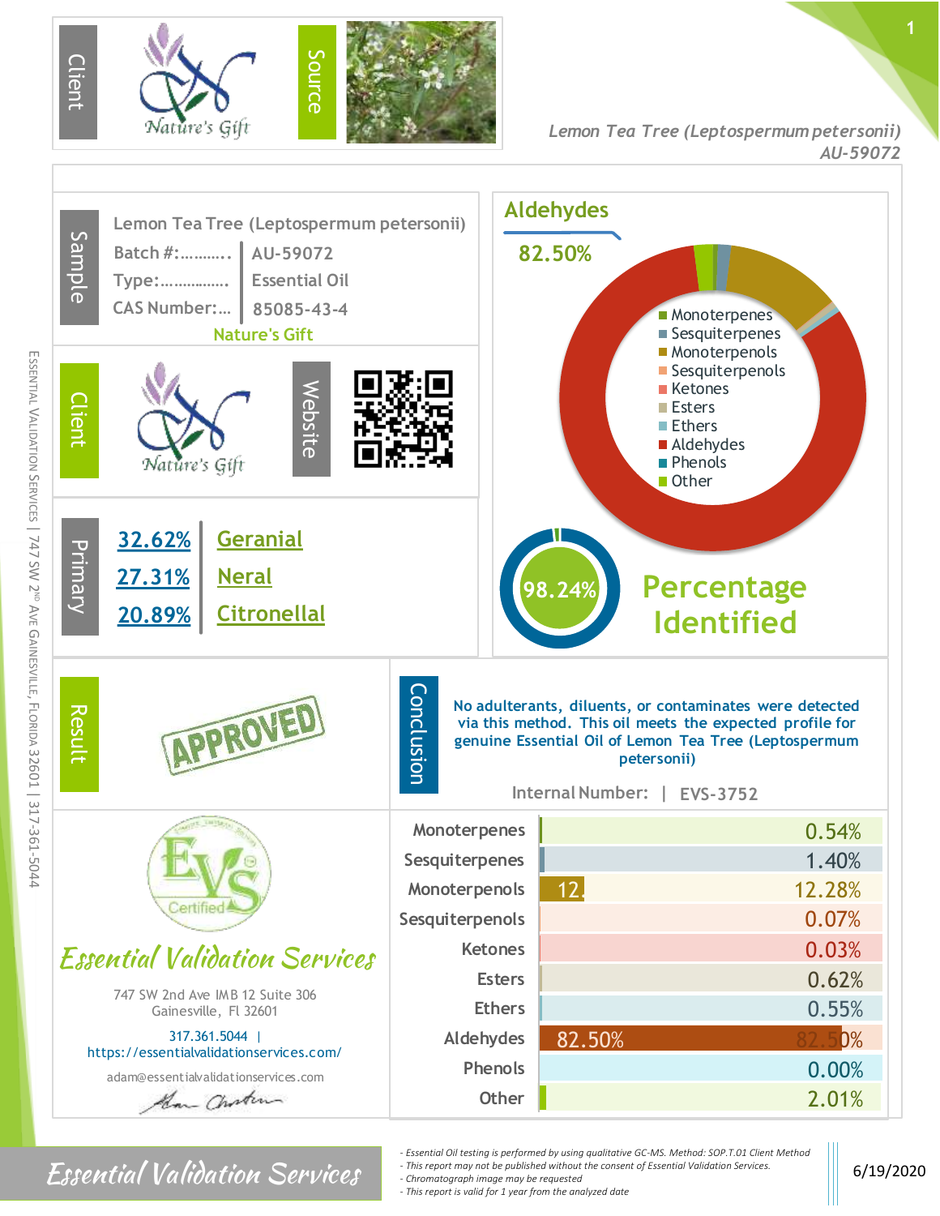Client | Source

Lemon Tea Tree (Leptospermum petersonii)
AU-59072

## Sample

Lemon Tea Tree (Leptospermum petersonii)

| | |
|---|---|
| Batch #:.......... | AU-59072 |
| Type:............... | Essential Oil |
| CAS Number:... | 85085-43-4 |

Nature's Gift

## Client

Nature's Gift

Website

## Primary

| | |
|---|---|
| 32.62% | Geranial |
| 27.31% | Neral |
| 20.89% | Citronellal |

## Aldehydes

82.50%

- Monoterpenes
- Sesquiterpenes
- Monoterpenols
- Sesquiterpenols
- Ketones
- Esters
- Ethers
- Aldehydes
- Phenols
- Other

98.24% **Percentage Identified**

## Result

APPROVED

## Conclusion

No adulterants, diluents, or contaminates were detected via this method. This oil meets the expected profile for genuine Essential Oil of Lemon Tea Tree (Leptospermum petersonii)

Internal Number: | EVS-3752

| Class | Percentage |
|---|---|
| Monoterpenes | 0.54% |
| Sesquiterpenes | 1.40% |
| Monoterpenols | 12.28% |
| Sesquiterpenols | 0.07% |
| Ketones | 0.03% |
| Esters | 0.62% |
| Ethers | 0.55% |
| Aldehydes | 82.50% |
| Phenols | 0.00% |
| Other | 2.01% |

EVS Certified

*Essential Validation Services*

747 SW 2nd Ave IMB 12 Suite 306
Gainesville, Fl 32601

317.361.5044 | https://essentialvalidationservices.com/

adam@essentialvalidationservices.com

Essential Validation Services | 747 SW 2nd Ave Gainesville, Florida 32601 | 317-361-5044

*Essential Validation Services*

- *Essential Oil testing is performed by using qualitative GC-MS. Method: SOP.T.01 Client Method*
- *This report may not be published without the consent of Essential Validation Services.*
- *Chromatograph image may be requested*
- *This report is valid for 1 year from the analyzed date*

6/19/2020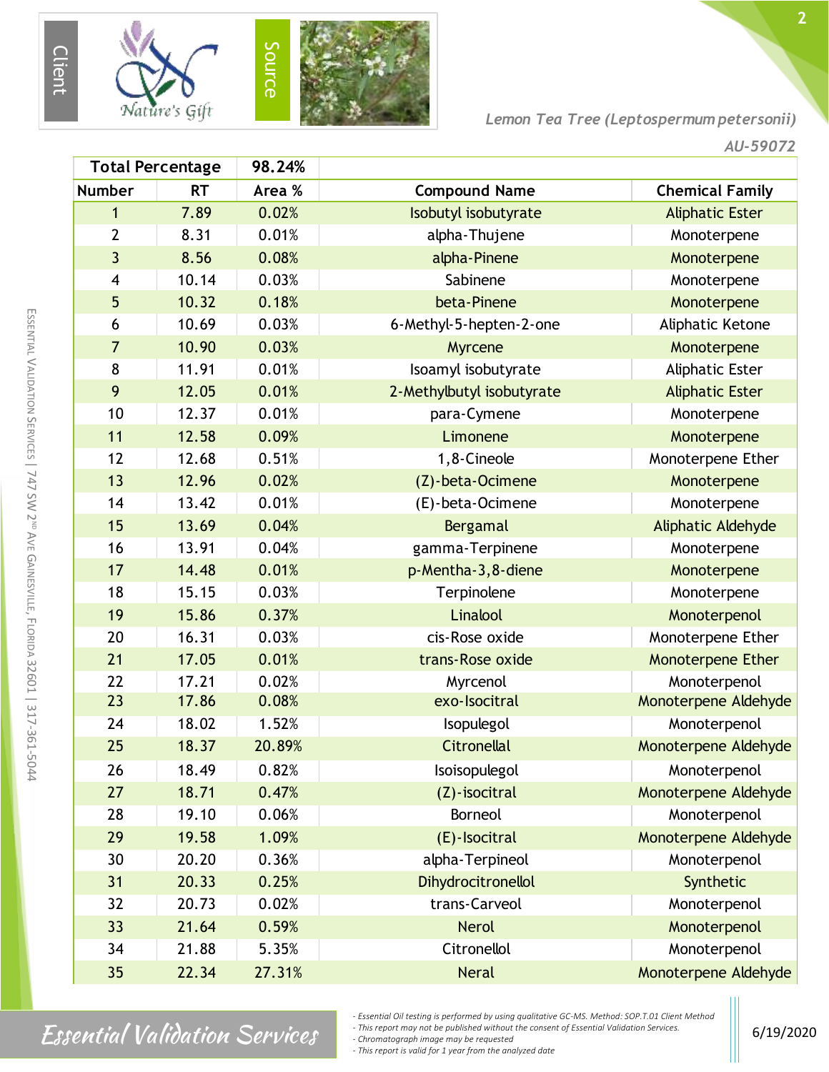Client | Source

*Lemon Tea Tree (Leptospermum petersonii)*

*AU-59072*

| Total Percentage | | 98.24% | | |
|---|---|---|---|---|
| **Number** | **RT** | **Area %** | **Compound Name** | **Chemical Family** |
| 1 | 7.89 | 0.02% | Isobutyl isobutyrate | Aliphatic Ester |
| 2 | 8.31 | 0.01% | alpha-Thujene | Monoterpene |
| 3 | 8.56 | 0.08% | alpha-Pinene | Monoterpene |
| 4 | 10.14 | 0.03% | Sabinene | Monoterpene |
| 5 | 10.32 | 0.18% | beta-Pinene | Monoterpene |
| 6 | 10.69 | 0.03% | 6-Methyl-5-hepten-2-one | Aliphatic Ketone |
| 7 | 10.90 | 0.03% | Myrcene | Monoterpene |
| 8 | 11.91 | 0.01% | Isoamyl isobutyrate | Aliphatic Ester |
| 9 | 12.05 | 0.01% | 2-Methylbutyl isobutyrate | Aliphatic Ester |
| 10 | 12.37 | 0.01% | para-Cymene | Monoterpene |
| 11 | 12.58 | 0.09% | Limonene | Monoterpene |
| 12 | 12.68 | 0.51% | 1,8-Cineole | Monoterpene Ether |
| 13 | 12.96 | 0.02% | (Z)-beta-Ocimene | Monoterpene |
| 14 | 13.42 | 0.01% | (E)-beta-Ocimene | Monoterpene |
| 15 | 13.69 | 0.04% | Bergamal | Aliphatic Aldehyde |
| 16 | 13.91 | 0.04% | gamma-Terpinene | Monoterpene |
| 17 | 14.48 | 0.01% | p-Mentha-3,8-diene | Monoterpene |
| 18 | 15.15 | 0.03% | Terpinolene | Monoterpene |
| 19 | 15.86 | 0.37% | Linalool | Monoterpenol |
| 20 | 16.31 | 0.03% | cis-Rose oxide | Monoterpene Ether |
| 21 | 17.05 | 0.01% | trans-Rose oxide | Monoterpene Ether |
| 22 | 17.21 | 0.02% | Myrcenol | Monoterpenol |
| 23 | 17.86 | 0.08% | exo-Isocitral | Monoterpene Aldehyde |
| 24 | 18.02 | 1.52% | Isopulegol | Monoterpenol |
| 25 | 18.37 | 20.89% | Citronellal | Monoterpene Aldehyde |
| 26 | 18.49 | 0.82% | Isoisopulegol | Monoterpenol |
| 27 | 18.71 | 0.47% | (Z)-isocitral | Monoterpene Aldehyde |
| 28 | 19.10 | 0.06% | Borneol | Monoterpenol |
| 29 | 19.58 | 1.09% | (E)-Isocitral | Monoterpene Aldehyde |
| 30 | 20.20 | 0.36% | alpha-Terpineol | Monoterpenol |
| 31 | 20.33 | 0.25% | Dihydrocitronellol | Synthetic |
| 32 | 20.73 | 0.02% | trans-Carveol | Monoterpenol |
| 33 | 21.64 | 0.59% | Nerol | Monoterpenol |
| 34 | 21.88 | 5.35% | Citronellol | Monoterpenol |
| 35 | 22.34 | 27.31% | Neral | Monoterpene Aldehyde |

Essential Validation Services

- *Essential Oil testing is performed by using qualitative GC-MS. Method: SOP.T.01 Client Method*
- *This report may not be published without the consent of Essential Validation Services.*
- *Chromatograph image may be requested*
- *This report is valid for 1 year from the analyzed date*

6/19/2020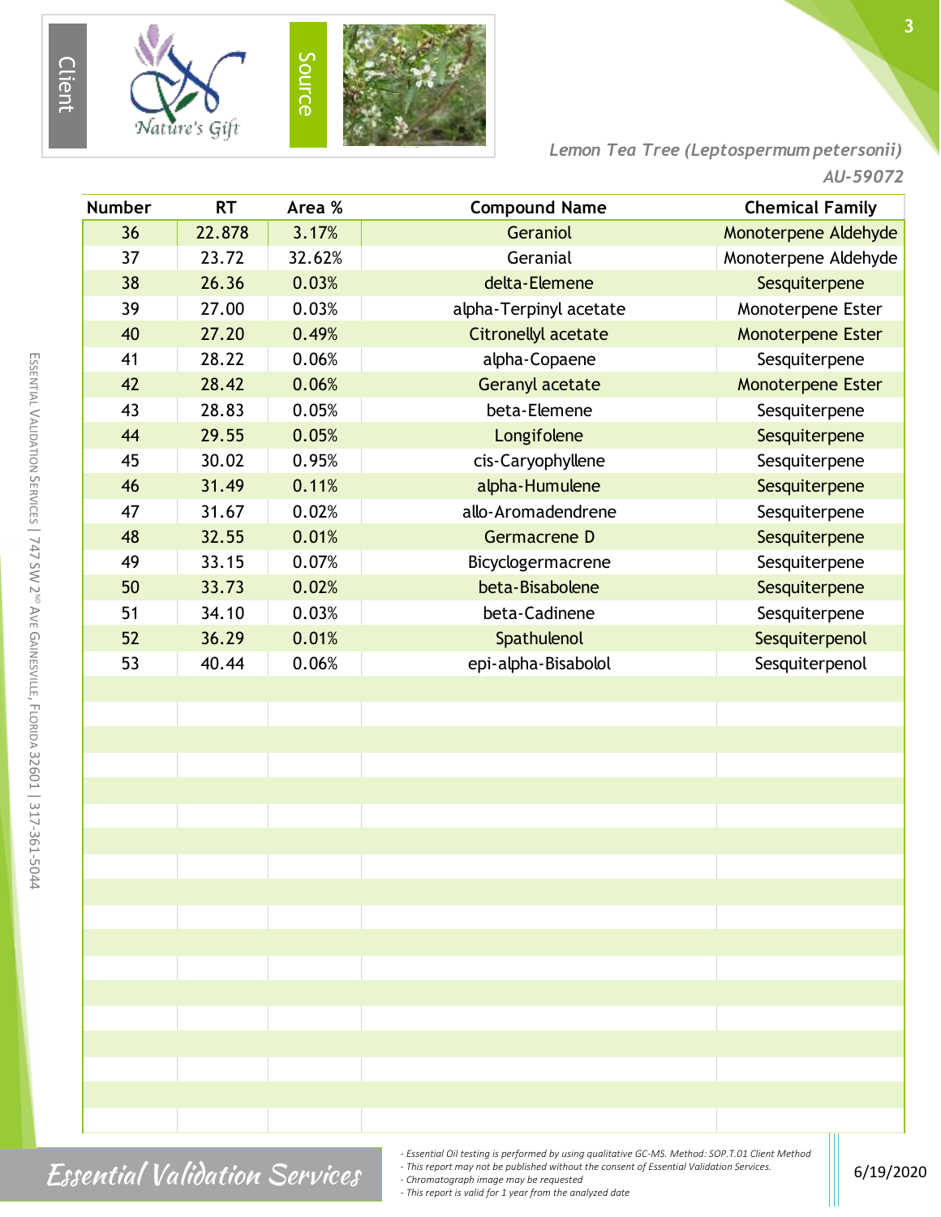Client

Source

*Lemon Tea Tree (Leptospermum petersonii)*

*AU-59072*

| Number | RT | Area % | Compound Name | Chemical Family |
|---|---|---|---|---|
| 36 | 22.878 | 3.17% | Geraniol | Monoterpene Aldehyde |
| 37 | 23.72 | 32.62% | Geranial | Monoterpene Aldehyde |
| 38 | 26.36 | 0.03% | delta-Elemene | Sesquiterpene |
| 39 | 27.00 | 0.03% | alpha-Terpinyl acetate | Monoterpene Ester |
| 40 | 27.20 | 0.49% | Citronellyl acetate | Monoterpene Ester |
| 41 | 28.22 | 0.06% | alpha-Copaene | Sesquiterpene |
| 42 | 28.42 | 0.06% | Geranyl acetate | Monoterpene Ester |
| 43 | 28.83 | 0.05% | beta-Elemene | Sesquiterpene |
| 44 | 29.55 | 0.05% | Longifolene | Sesquiterpene |
| 45 | 30.02 | 0.95% | cis-Caryophyllene | Sesquiterpene |
| 46 | 31.49 | 0.11% | alpha-Humulene | Sesquiterpene |
| 47 | 31.67 | 0.02% | allo-Aromadendrene | Sesquiterpene |
| 48 | 32.55 | 0.01% | Germacrene D | Sesquiterpene |
| 49 | 33.15 | 0.07% | Bicyclogermacrene | Sesquiterpene |
| 50 | 33.73 | 0.02% | beta-Bisabolene | Sesquiterpene |
| 51 | 34.10 | 0.03% | beta-Cadinene | Sesquiterpene |
| 52 | 36.29 | 0.01% | Spathulenol | Sesquiterpenol |
| 53 | 40.44 | 0.06% | epi-alpha-Bisabolol | Sesquiterpenol |

Essential Validation Services | 747 SW 2nd Ave Gainesville, Florida 32601 | 317-361-5044

Essential Validation Services

- Essential Oil testing is performed by using qualitative GC-MS. Method: SOP.T.01 Client Method
- This report may not be published without the consent of Essential Validation Services.
- Chromatograph image may be requested
- This report is valid for 1 year from the analyzed date

6/19/2020